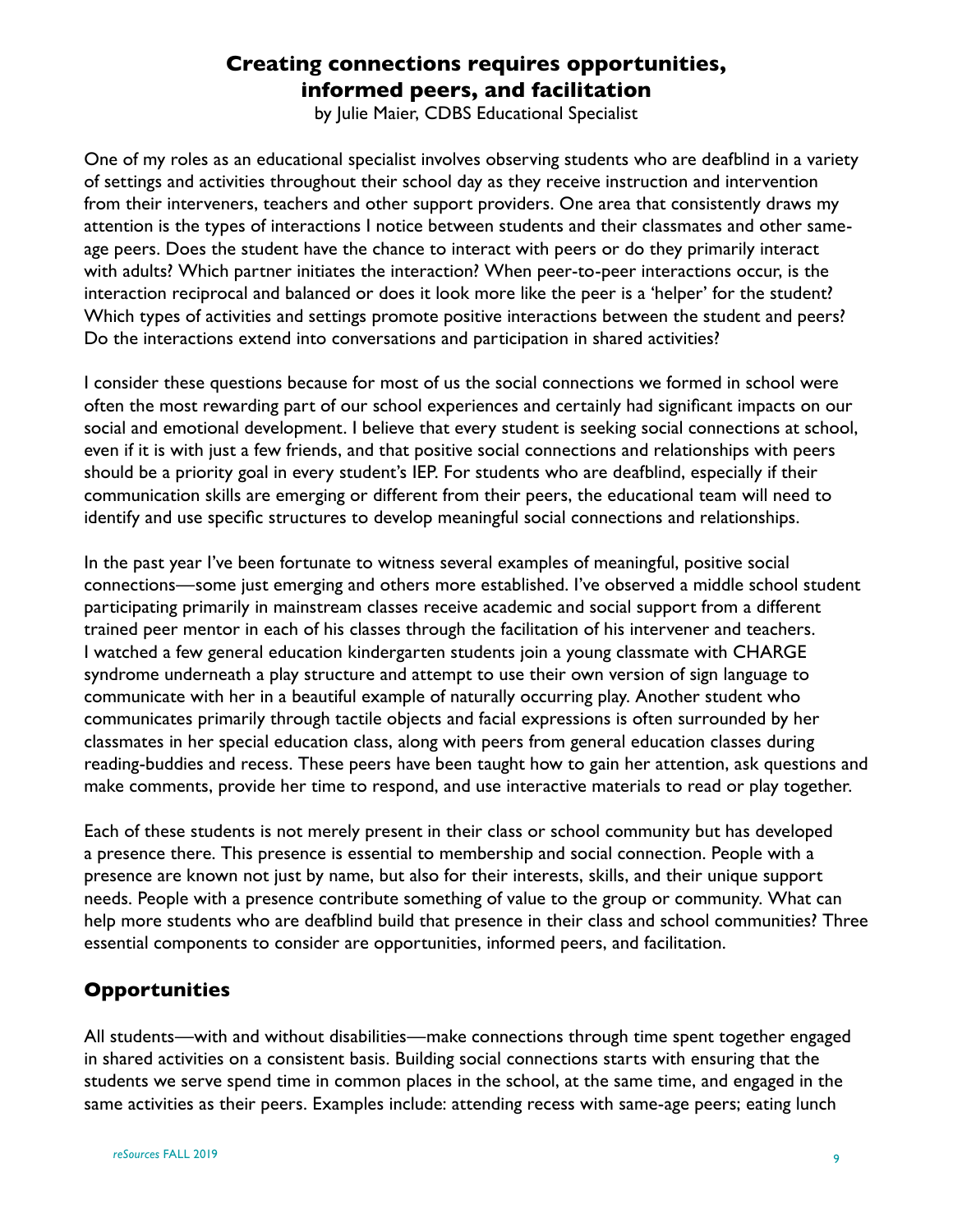# Creating connections requires opportunities, informed peers, and facilitation

by Julie Maier, CDBS Educational Specialist

One of my roles as an educational specialist involves observing students who are deafblind in a variety of settings and activities throughout their school day as they receive instruction and intervention from their interveners, teachers and other support providers. One area that consistently draws my attention is the types of interactions I notice between students and their classmates and other same-age peers. Does the student have the chance to interact with peers or do they primarily interact with adults? Which partner initiates the interaction? When peer-to-peer interactions occur, is the interaction reciprocal and balanced or does it look more like the peer is a 'helper' for the student? Which types of activities and settings promote positive interactions between the student and peers? Do the interactions extend into conversations and participation in shared activities?

I consider these questions because for most of us the social connections we formed in school were often the most rewarding part of our school experiences and certainly had significant impacts on our social and emotional development. I believe that every student is seeking social connections at school, even if it is with just a few friends, and that positive social connections and relationships with peers should be a priority goal in every student's IEP. For students who are deafblind, especially if their communication skills are emerging or different from their peers, the educational team will need to identify and use specific structures to develop meaningful social connections and relationships.

In the past year I've been fortunate to witness several examples of meaningful, positive social connections—some just emerging and others more established. I've observed a middle school student participating primarily in mainstream classes receive academic and social support from a different trained peer mentor in each of his classes through the facilitation of his intervener and teachers. I watched a few general education kindergarten students join a young classmate with CHARGE syndrome underneath a play structure and attempt to use their own version of sign language to communicate with her in a beautiful example of naturally occurring play. Another student who communicates primarily through tactile objects and facial expressions is often surrounded by her classmates in her special education class, along with peers from general education classes during reading-buddies and recess. These peers have been taught how to gain her attention, ask questions and make comments, provide her time to respond, and use interactive materials to read or play together.

Each of these students is not merely present in their class or school community but has developed a presence there. This presence is essential to membership and social connection. People with a presence are known not just by name, but also for their interests, skills, and their unique support needs. People with a presence contribute something of value to the group or community. What can help more students who are deafblind build that presence in their class and school communities? Three essential components to consider are opportunities, informed peers, and facilitation.

## Opportunities

All students—with and without disabilities—make connections through time spent together engaged in shared activities on a consistent basis. Building social connections starts with ensuring that the students we serve spend time in common places in the school, at the same time, and engaged in the same activities as their peers. Examples include: attending recess with same-age peers; eating lunch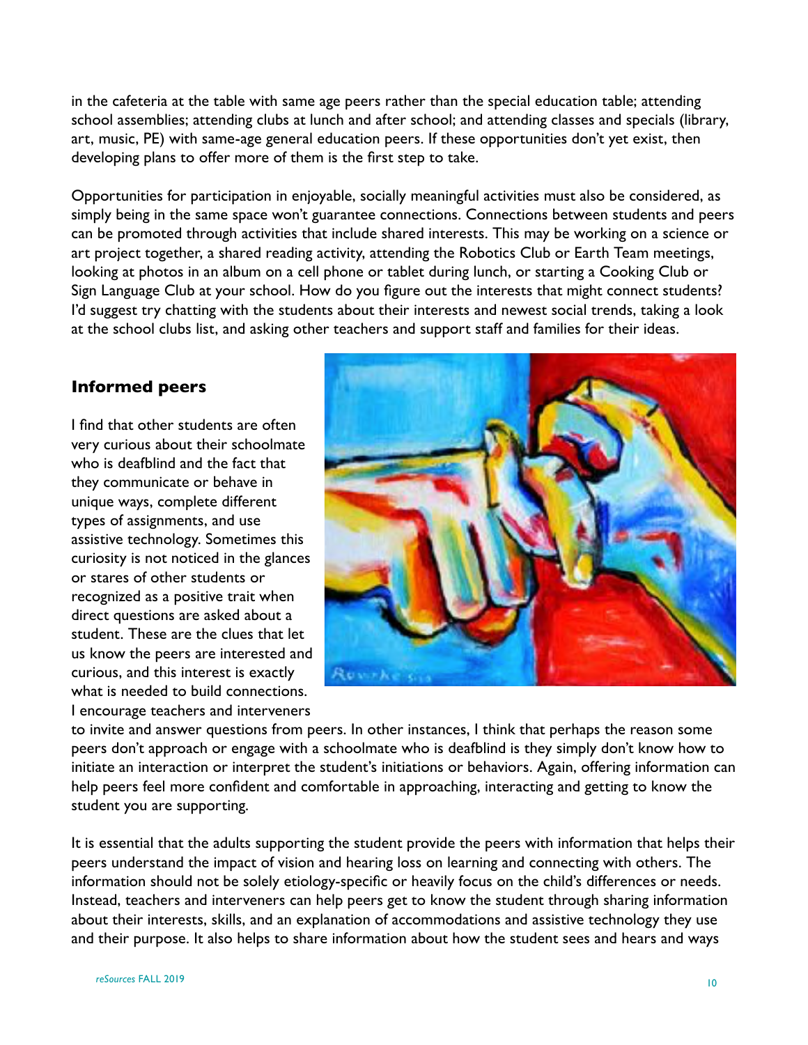in the cafeteria at the table with same age peers rather than the special education table; attending school assemblies; attending clubs at lunch and after school; and attending classes and specials (library, art, music, PE) with same-age general education peers. If these opportunities don't yet exist, then developing plans to offer more of them is the first step to take.

Opportunities for participation in enjoyable, socially meaningful activities must also be considered, as simply being in the same space won't guarantee connections. Connections between students and peers can be promoted through activities that include shared interests. This may be working on a science or art project together, a shared reading activity, attending the Robotics Club or Earth Team meetings, looking at photos in an album on a cell phone or tablet during lunch, or starting a Cooking Club or Sign Language Club at your school. How do you figure out the interests that might connect students? I'd suggest try chatting with the students about their interests and newest social trends, taking a look at the school clubs list, and asking other teachers and support staff and families for their ideas.

## Informed peers

I find that other students are often very curious about their schoolmate who is deafblind and the fact that they communicate or behave in unique ways, complete different types of assignments, and use assistive technology. Sometimes this curiosity is not noticed in the glances or stares of other students or recognized as a positive trait when direct questions are asked about a student. These are the clues that let us know the peers are interested and curious, and this interest is exactly what is needed to build connections. I encourage teachers and interveners to invite and answer questions from peers. In other instances, I think that perhaps the reason some peers don't approach or engage with a schoolmate who is deafblind is they simply don't know how to initiate an interaction or interpret the student's initiations or behaviors. Again, offering information can help peers feel more confident and comfortable in approaching, interacting and getting to know the student you are supporting.

It is essential that the adults supporting the student provide the peers with information that helps their peers understand the impact of vision and hearing loss on learning and connecting with others. The information should not be solely etiology-specific or heavily focus on the child's differences or needs. Instead, teachers and interveners can help peers get to know the student through sharing information about their interests, skills, and an explanation of accommodations and assistive technology they use and their purpose. It also helps to share information about how the student sees and hears and ways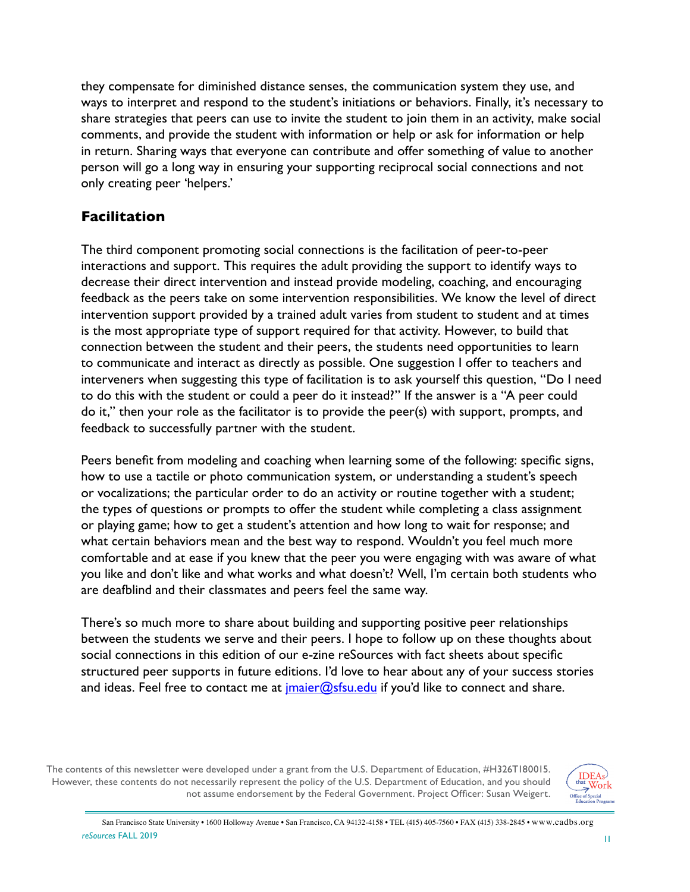they compensate for diminished distance senses, the communication system they use, and ways to interpret and respond to the student's initiations or behaviors. Finally, it's necessary to share strategies that peers can use to invite the student to join them in an activity, make social comments, and provide the student with information or help or ask for information or help in return. Sharing ways that everyone can contribute and offer something of value to another person will go a long way in ensuring your supporting reciprocal social connections and not only creating peer 'helpers.'

## Facilitation

The third component promoting social connections is the facilitation of peer-to-peer interactions and support. This requires the adult providing the support to identify ways to decrease their direct intervention and instead provide modeling, coaching, and encouraging feedback as the peers take on some intervention responsibilities. We know the level of direct intervention support provided by a trained adult varies from student to student and at times is the most appropriate type of support required for that activity. However, to build that connection between the student and their peers, the students need opportunities to learn to communicate and interact as directly as possible. One suggestion I offer to teachers and interveners when suggesting this type of facilitation is to ask yourself this question, "Do I need to do this with the student or could a peer do it instead?" If the answer is a "A peer could do it," then your role as the facilitator is to provide the peer(s) with support, prompts, and feedback to successfully partner with the student.

Peers benefit from modeling and coaching when learning some of the following: specific signs, how to use a tactile or photo communication system, or understanding a student's speech or vocalizations; the particular order to do an activity or routine together with a student; the types of questions or prompts to offer the student while completing a class assignment or playing game; how to get a student's attention and how long to wait for response; and what certain behaviors mean and the best way to respond. Wouldn't you feel much more comfortable and at ease if you knew that the peer you were engaging with was aware of what you like and don't like and what works and what doesn't? Well, I'm certain both students who are deafblind and their classmates and peers feel the same way.

There's so much more to share about building and supporting positive peer relationships between the students we serve and their peers. I hope to follow up on these thoughts about social connections in this edition of our e-zine reSources with fact sheets about specific structured peer supports in future editions. I'd love to hear about any of your success stories and ideas. Feel free to contact me at jmaier@sfsu.edu if you'd like to connect and share.

The contents of this newsletter were developed under a grant from the U.S. Department of Education, #H326T180015. However, these contents do not necessarily represent the policy of the U.S. Department of Education, and you should not assume endorsement by the Federal Government. Project Officer: Susan Weigert.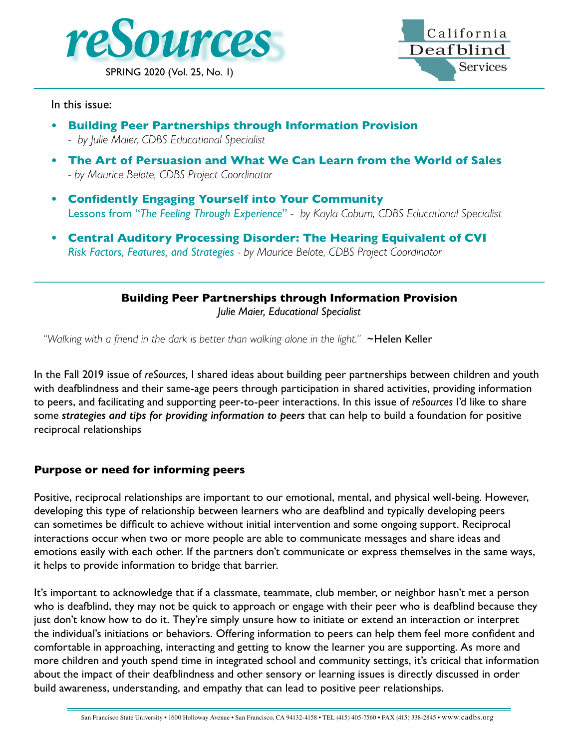**reSources**

SPRING 2020 (Vol. 25, No. 1)

California Deafblind Services

In this issue:

- **Building Peer Partnerships through Information Provision**
  - *by Julie Maier, CDBS Educational Specialist*
- **The Art of Persuasion and What We Can Learn from the World of Sales**
  *- by Maurice Belote, CDBS Project Coordinator*
- **Confidently Engaging Yourself into Your Community**
  Lessons from "*The Feeling Through Experience*" - *by Kayla Coburn, CDBS Educational Specialist*
- **Central Auditory Processing Disorder: The Hearing Equivalent of CVI**
  *Risk Factors, Features, and Strategies - by Maurice Belote, CDBS Project Coordinator*

## Building Peer Partnerships through Information Provision

*Julie Maier, Educational Specialist*

*"Walking with a friend in the dark is better than walking alone in the light."* ~Helen Keller

In the Fall 2019 issue of *reSources,* I shared ideas about building peer partnerships between children and youth with deafblindness and their same-age peers through participation in shared activities, providing information to peers, and facilitating and supporting peer-to-peer interactions. In this issue of *reSources* I'd like to share some ***strategies and tips for providing information to peers*** that can help to build a foundation for positive reciprocal relationships

### Purpose or need for informing peers

Positive, reciprocal relationships are important to our emotional, mental, and physical well-being. However, developing this type of relationship between learners who are deafblind and typically developing peers can sometimes be difficult to achieve without initial intervention and some ongoing support. Reciprocal interactions occur when two or more people are able to communicate messages and share ideas and emotions easily with each other. If the partners don't communicate or express themselves in the same ways, it helps to provide information to bridge that barrier.

It's important to acknowledge that if a classmate, teammate, club member, or neighbor hasn't met a person who is deafblind, they may not be quick to approach or engage with their peer who is deafblind because they just don't know how to do it. They're simply unsure how to initiate or extend an interaction or interpret the individual's initiations or behaviors. Offering information to peers can help them feel more confident and comfortable in approaching, interacting and getting to know the learner you are supporting. As more and more children and youth spend time in integrated school and community settings, it's critical that information about the impact of their deafblindness and other sensory or learning issues is directly discussed in order build awareness, understanding, and empathy that can lead to positive peer relationships.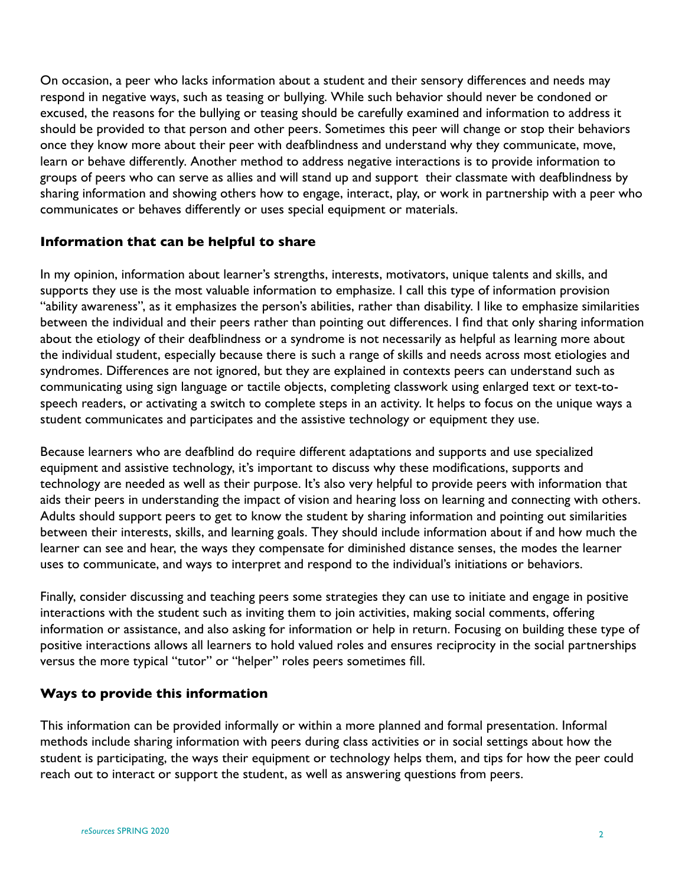On occasion, a peer who lacks information about a student and their sensory differences and needs may respond in negative ways, such as teasing or bullying. While such behavior should never be condoned or excused, the reasons for the bullying or teasing should be carefully examined and information to address it should be provided to that person and other peers. Sometimes this peer will change or stop their behaviors once they know more about their peer with deafblindness and understand why they communicate, move, learn or behave differently. Another method to address negative interactions is to provide information to groups of peers who can serve as allies and will stand up and support their classmate with deafblindness by sharing information and showing others how to engage, interact, play, or work in partnership with a peer who communicates or behaves differently or uses special equipment or materials.

## Information that can be helpful to share

In my opinion, information about learner's strengths, interests, motivators, unique talents and skills, and supports they use is the most valuable information to emphasize. I call this type of information provision "ability awareness", as it emphasizes the person's abilities, rather than disability. I like to emphasize similarities between the individual and their peers rather than pointing out differences. I find that only sharing information about the etiology of their deafblindness or a syndrome is not necessarily as helpful as learning more about the individual student, especially because there is such a range of skills and needs across most etiologies and syndromes. Differences are not ignored, but they are explained in contexts peers can understand such as communicating using sign language or tactile objects, completing classwork using enlarged text or text-to-speech readers, or activating a switch to complete steps in an activity. It helps to focus on the unique ways a student communicates and participates and the assistive technology or equipment they use.

Because learners who are deafblind do require different adaptations and supports and use specialized equipment and assistive technology, it's important to discuss why these modifications, supports and technology are needed as well as their purpose. It's also very helpful to provide peers with information that aids their peers in understanding the impact of vision and hearing loss on learning and connecting with others. Adults should support peers to get to know the student by sharing information and pointing out similarities between their interests, skills, and learning goals. They should include information about if and how much the learner can see and hear, the ways they compensate for diminished distance senses, the modes the learner uses to communicate, and ways to interpret and respond to the individual's initiations or behaviors.

Finally, consider discussing and teaching peers some strategies they can use to initiate and engage in positive interactions with the student such as inviting them to join activities, making social comments, offering information or assistance, and also asking for information or help in return. Focusing on building these type of positive interactions allows all learners to hold valued roles and ensures reciprocity in the social partnerships versus the more typical "tutor" or "helper" roles peers sometimes fill.

## Ways to provide this information

This information can be provided informally or within a more planned and formal presentation. Informal methods include sharing information with peers during class activities or in social settings about how the student is participating, the ways their equipment or technology helps them, and tips for how the peer could reach out to interact or support the student, as well as answering questions from peers.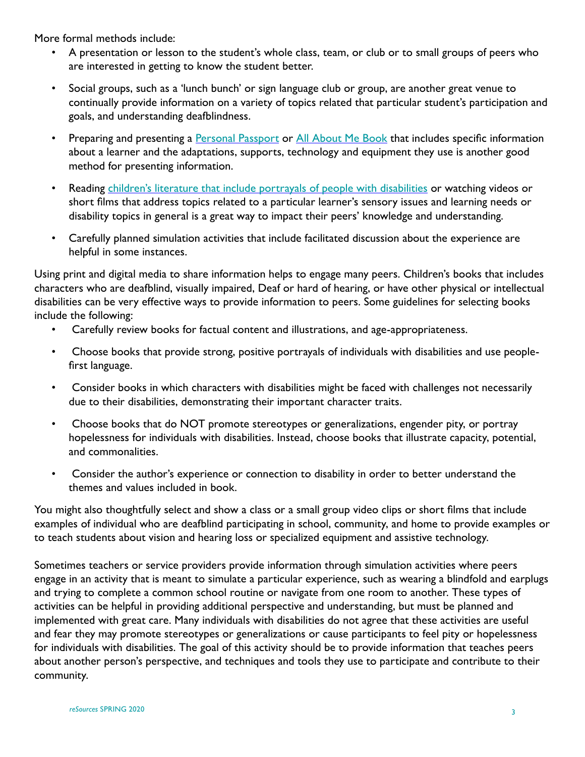More formal methods include:

- A presentation or lesson to the student's whole class, team, or club or to small groups of peers who are interested in getting to know the student better.
- Social groups, such as a 'lunch bunch' or sign language club or group, are another great venue to continually provide information on a variety of topics related that particular student's participation and goals, and understanding deafblindness.
- Preparing and presenting a Personal Passport or All About Me Book that includes specific information about a learner and the adaptations, supports, technology and equipment they use is another good method for presenting information.
- Reading children's literature that include portrayals of people with disabilities or watching videos or short films that address topics related to a particular learner's sensory issues and learning needs or disability topics in general is a great way to impact their peers' knowledge and understanding.
- Carefully planned simulation activities that include facilitated discussion about the experience are helpful in some instances.

Using print and digital media to share information helps to engage many peers. Children's books that includes characters who are deafblind, visually impaired, Deaf or hard of hearing, or have other physical or intellectual disabilities can be very effective ways to provide information to peers. Some guidelines for selecting books include the following:

- Carefully review books for factual content and illustrations, and age-appropriateness.
- Choose books that provide strong, positive portrayals of individuals with disabilities and use people-first language.
- Consider books in which characters with disabilities might be faced with challenges not necessarily due to their disabilities, demonstrating their important character traits.
- Choose books that do NOT promote stereotypes or generalizations, engender pity, or portray hopelessness for individuals with disabilities. Instead, choose books that illustrate capacity, potential, and commonalities.
- Consider the author's experience or connection to disability in order to better understand the themes and values included in book.

You might also thoughtfully select and show a class or a small group video clips or short films that include examples of individual who are deafblind participating in school, community, and home to provide examples or to teach students about vision and hearing loss or specialized equipment and assistive technology.

Sometimes teachers or service providers provide information through simulation activities where peers engage in an activity that is meant to simulate a particular experience, such as wearing a blindfold and earplugs and trying to complete a common school routine or navigate from one room to another. These types of activities can be helpful in providing additional perspective and understanding, but must be planned and implemented with great care. Many individuals with disabilities do not agree that these activities are useful and fear they may promote stereotypes or generalizations or cause participants to feel pity or hopelessness for individuals with disabilities. The goal of this activity should be to provide information that teaches peers about another person's perspective, and techniques and tools they use to participate and contribute to their community.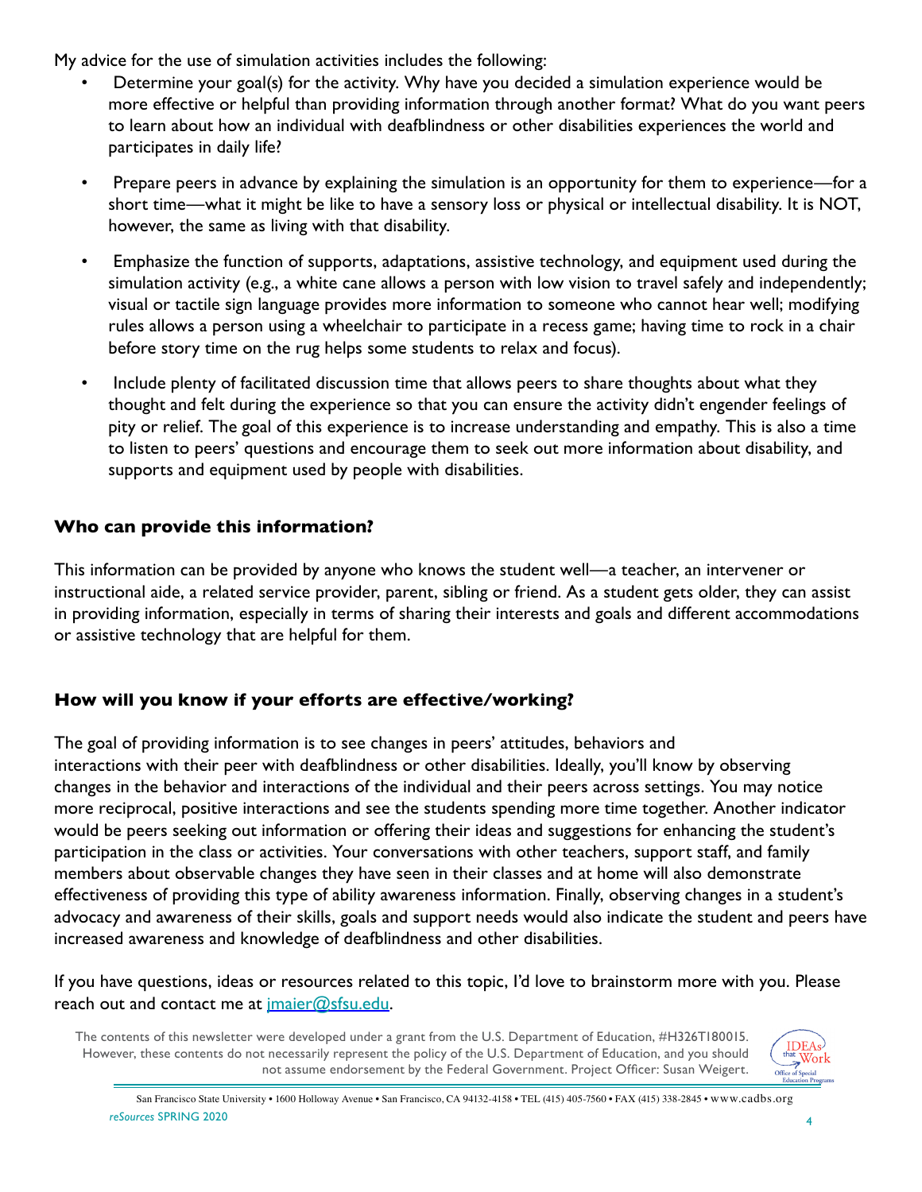My advice for the use of simulation activities includes the following:

- Determine your goal(s) for the activity. Why have you decided a simulation experience would be more effective or helpful than providing information through another format? What do you want peers to learn about how an individual with deafblindness or other disabilities experiences the world and participates in daily life?
- Prepare peers in advance by explaining the simulation is an opportunity for them to experience—for a short time—what it might be like to have a sensory loss or physical or intellectual disability. It is NOT, however, the same as living with that disability.
- Emphasize the function of supports, adaptations, assistive technology, and equipment used during the simulation activity (e.g., a white cane allows a person with low vision to travel safely and independently; visual or tactile sign language provides more information to someone who cannot hear well; modifying rules allows a person using a wheelchair to participate in a recess game; having time to rock in a chair before story time on the rug helps some students to relax and focus).
- Include plenty of facilitated discussion time that allows peers to share thoughts about what they thought and felt during the experience so that you can ensure the activity didn't engender feelings of pity or relief. The goal of this experience is to increase understanding and empathy. This is also a time to listen to peers' questions and encourage them to seek out more information about disability, and supports and equipment used by people with disabilities.

## Who can provide this information?

This information can be provided by anyone who knows the student well—a teacher, an intervener or instructional aide, a related service provider, parent, sibling or friend. As a student gets older, they can assist in providing information, especially in terms of sharing their interests and goals and different accommodations or assistive technology that are helpful for them.

## How will you know if your efforts are effective/working?

The goal of providing information is to see changes in peers' attitudes, behaviors and interactions with their peer with deafblindness or other disabilities. Ideally, you'll know by observing changes in the behavior and interactions of the individual and their peers across settings. You may notice more reciprocal, positive interactions and see the students spending more time together. Another indicator would be peers seeking out information or offering their ideas and suggestions for enhancing the student's participation in the class or activities. Your conversations with other teachers, support staff, and family members about observable changes they have seen in their classes and at home will also demonstrate effectiveness of providing this type of ability awareness information. Finally, observing changes in a student's advocacy and awareness of their skills, goals and support needs would also indicate the student and peers have increased awareness and knowledge of deafblindness and other disabilities.

If you have questions, ideas or resources related to this topic, I'd love to brainstorm more with you. Please reach out and contact me at jmaier@sfsu.edu.

The contents of this newsletter were developed under a grant from the U.S. Department of Education, #H326T180015. However, these contents do not necessarily represent the policy of the U.S. Department of Education, and you should not assume endorsement by the Federal Government. Project Officer: Susan Weigert.

IDEAs that Work
Office of Special Education Programs

San Francisco State University • 1600 Holloway Avenue • San Francisco, CA 94132-4158 • TEL (415) 405-7560 • FAX (415) 338-2845 • www.cadbs.org